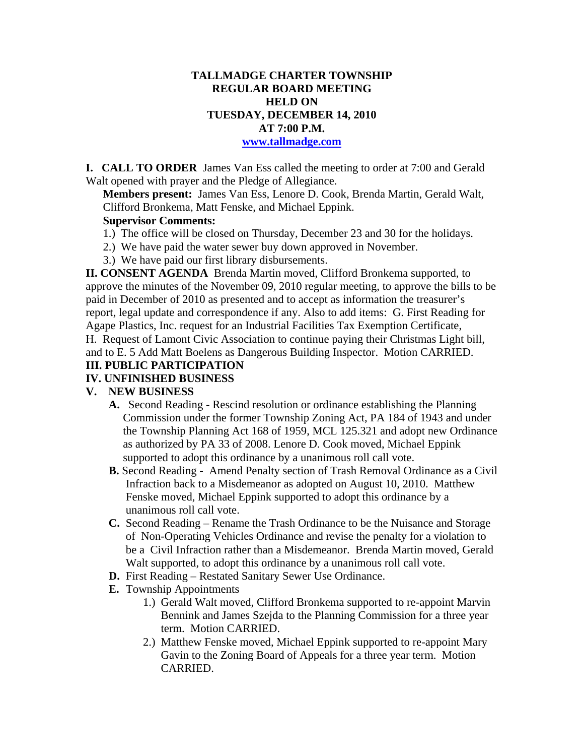**TALLMADGE CHARTER TOWNSHIP**
**REGULAR BOARD MEETING**
**HELD ON**
**TUESDAY, DECEMBER 14, 2010**
**AT 7:00 P.M.**
**[www.tallmadge.com](http://www.tallmadge.com)**

**I. CALL TO ORDER** James Van Ess called the meeting to order at 7:00 and Gerald Walt opened with prayer and the Pledge of Allegiance.

**Members present:** James Van Ess, Lenore D. Cook, Brenda Martin, Gerald Walt, Clifford Bronkema, Matt Fenske, and Michael Eppink.

**Supervisor Comments:**

1.) The office will be closed on Thursday, December 23 and 30 for the holidays.
2.) We have paid the water sewer buy down approved in November.
3.) We have paid our first library disbursements.

**II. CONSENT AGENDA** Brenda Martin moved, Clifford Bronkema supported, to approve the minutes of the November 09, 2010 regular meeting, to approve the bills to be paid in December of 2010 as presented and to accept as information the treasurer's report, legal update and correspondence if any. Also to add items: G. First Reading for Agape Plastics, Inc. request for an Industrial Facilities Tax Exemption Certificate, H. Request of Lamont Civic Association to continue paying their Christmas Light bill, and to E. 5 Add Matt Boelens as Dangerous Building Inspector. Motion CARRIED.

**III. PUBLIC PARTICIPATION**

**IV. UNFINISHED BUSINESS**

**V. NEW BUSINESS**

**A.** Second Reading - Rescind resolution or ordinance establishing the Planning Commission under the former Township Zoning Act, PA 184 of 1943 and under the Township Planning Act 168 of 1959, MCL 125.321 and adopt new Ordinance as authorized by PA 33 of 2008. Lenore D. Cook moved, Michael Eppink supported to adopt this ordinance by a unanimous roll call vote.

**B.** Second Reading - Amend Penalty section of Trash Removal Ordinance as a Civil Infraction back to a Misdemeanor as adopted on August 10, 2010. Matthew Fenske moved, Michael Eppink supported to adopt this ordinance by a unanimous roll call vote.

**C.** Second Reading – Rename the Trash Ordinance to be the Nuisance and Storage of Non-Operating Vehicles Ordinance and revise the penalty for a violation to be a Civil Infraction rather than a Misdemeanor. Brenda Martin moved, Gerald Walt supported, to adopt this ordinance by a unanimous roll call vote.

**D.** First Reading – Restated Sanitary Sewer Use Ordinance.

**E.** Township Appointments

1.) Gerald Walt moved, Clifford Bronkema supported to re-appoint Marvin Bennink and James Szejda to the Planning Commission for a three year term. Motion CARRIED.

2.) Matthew Fenske moved, Michael Eppink supported to re-appoint Mary Gavin to the Zoning Board of Appeals for a three year term. Motion CARRIED.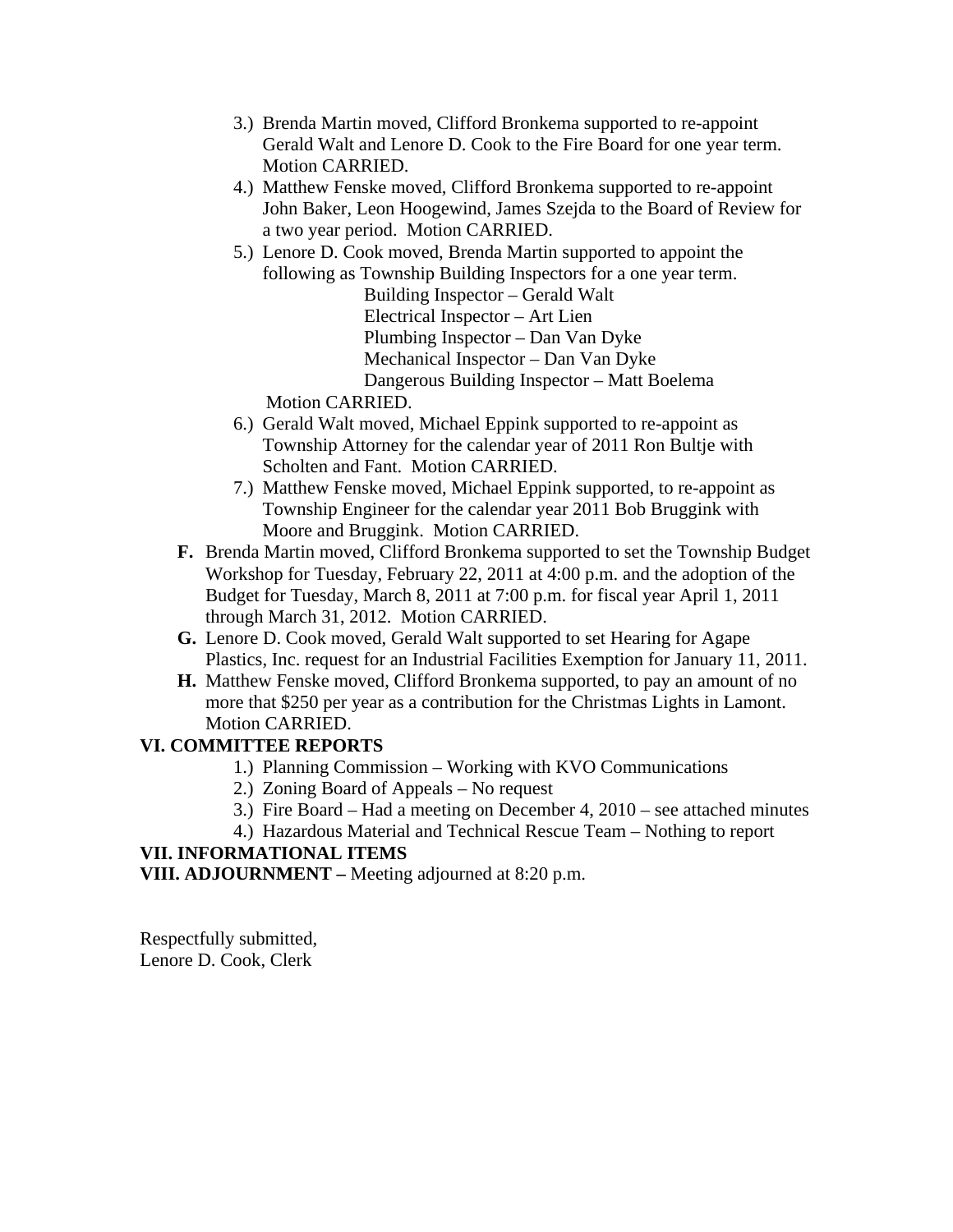3.) Brenda Martin moved, Clifford Bronkema supported to re-appoint Gerald Walt and Lenore D. Cook to the Fire Board for one year term. Motion CARRIED.

4.) Matthew Fenske moved, Clifford Bronkema supported to re-appoint John Baker, Leon Hoogewind, James Szejda to the Board of Review for a two year period. Motion CARRIED.

5.) Lenore D. Cook moved, Brenda Martin supported to appoint the following as Township Building Inspectors for a one year term.

Building Inspector – Gerald Walt
Electrical Inspector – Art Lien
Plumbing Inspector – Dan Van Dyke
Mechanical Inspector – Dan Van Dyke
Dangerous Building Inspector – Matt Boelema

Motion CARRIED.

6.) Gerald Walt moved, Michael Eppink supported to re-appoint as Township Attorney for the calendar year of 2011 Ron Bultje with Scholten and Fant. Motion CARRIED.

7.) Matthew Fenske moved, Michael Eppink supported, to re-appoint as Township Engineer for the calendar year 2011 Bob Bruggink with Moore and Bruggink. Motion CARRIED.

**F.** Brenda Martin moved, Clifford Bronkema supported to set the Township Budget Workshop for Tuesday, February 22, 2011 at 4:00 p.m. and the adoption of the Budget for Tuesday, March 8, 2011 at 7:00 p.m. for fiscal year April 1, 2011 through March 31, 2012. Motion CARRIED.

**G.** Lenore D. Cook moved, Gerald Walt supported to set Hearing for Agape Plastics, Inc. request for an Industrial Facilities Exemption for January 11, 2011.

**H.** Matthew Fenske moved, Clifford Bronkema supported, to pay an amount of no more that $250 per year as a contribution for the Christmas Lights in Lamont. Motion CARRIED.

**VI. COMMITTEE REPORTS**

1.) Planning Commission – Working with KVO Communications
2.) Zoning Board of Appeals – No request
3.) Fire Board – Had a meeting on December 4, 2010 – see attached minutes
4.) Hazardous Material and Technical Rescue Team – Nothing to report

**VII. INFORMATIONAL ITEMS**

**VIII. ADJOURNMENT –** Meeting adjourned at 8:20 p.m.

Respectfully submitted,
Lenore D. Cook, Clerk